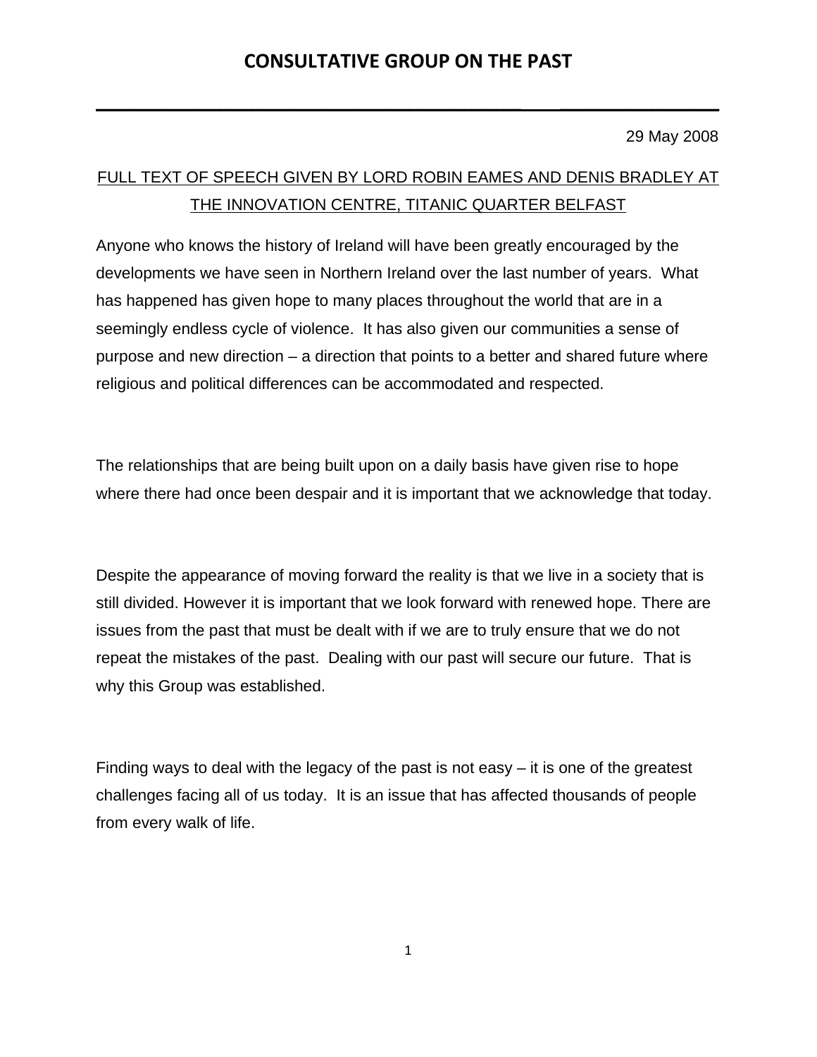# CONSULTATIVE GROUP ON THE PAST

29 May 2008

FULL TEXT OF SPEECH GIVEN BY LORD ROBIN EAMES AND DENIS BRADLEY AT THE INNOVATION CENTRE, TITANIC QUARTER BELFAST

Anyone who knows the history of Ireland will have been greatly encouraged by the developments we have seen in Northern Ireland over the last number of years. What has happened has given hope to many places throughout the world that are in a seemingly endless cycle of violence. It has also given our communities a sense of purpose and new direction – a direction that points to a better and shared future where religious and political differences can be accommodated and respected.

The relationships that are being built upon on a daily basis have given rise to hope where there had once been despair and it is important that we acknowledge that today.

Despite the appearance of moving forward the reality is that we live in a society that is still divided. However it is important that we look forward with renewed hope. There are issues from the past that must be dealt with if we are to truly ensure that we do not repeat the mistakes of the past. Dealing with our past will secure our future. That is why this Group was established.

Finding ways to deal with the legacy of the past is not easy – it is one of the greatest challenges facing all of us today. It is an issue that has affected thousands of people from every walk of life.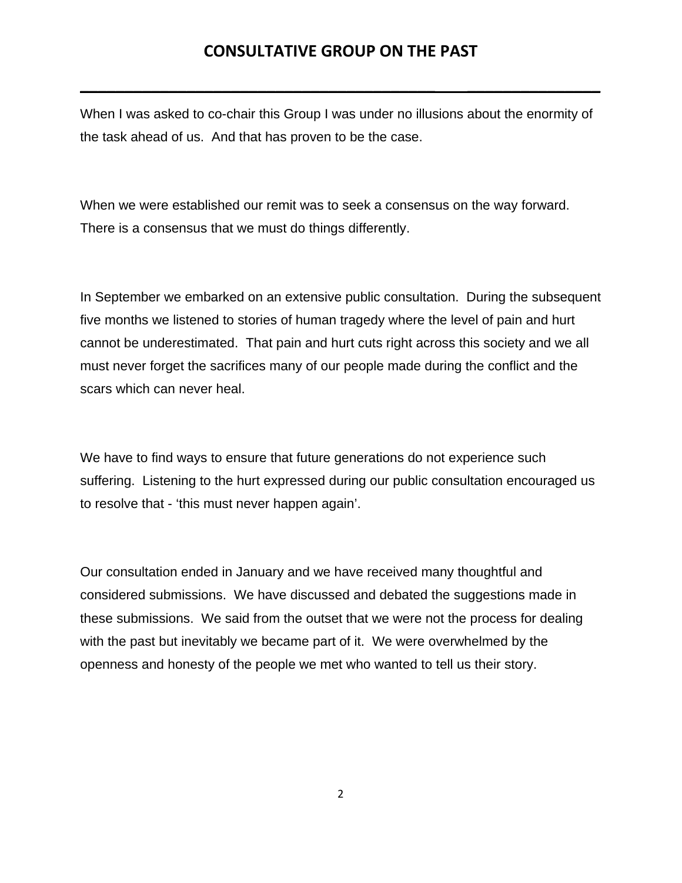When I was asked to co-chair this Group I was under no illusions about the enormity of the task ahead of us. And that has proven to be the case.

When we were established our remit was to seek a consensus on the way forward. There is a consensus that we must do things differently.

In September we embarked on an extensive public consultation. During the subsequent five months we listened to stories of human tragedy where the level of pain and hurt cannot be underestimated. That pain and hurt cuts right across this society and we all must never forget the sacrifices many of our people made during the conflict and the scars which can never heal.

We have to find ways to ensure that future generations do not experience such suffering. Listening to the hurt expressed during our public consultation encouraged us to resolve that - 'this must never happen again'.

Our consultation ended in January and we have received many thoughtful and considered submissions. We have discussed and debated the suggestions made in these submissions. We said from the outset that we were not the process for dealing with the past but inevitably we became part of it. We were overwhelmed by the openness and honesty of the people we met who wanted to tell us their story.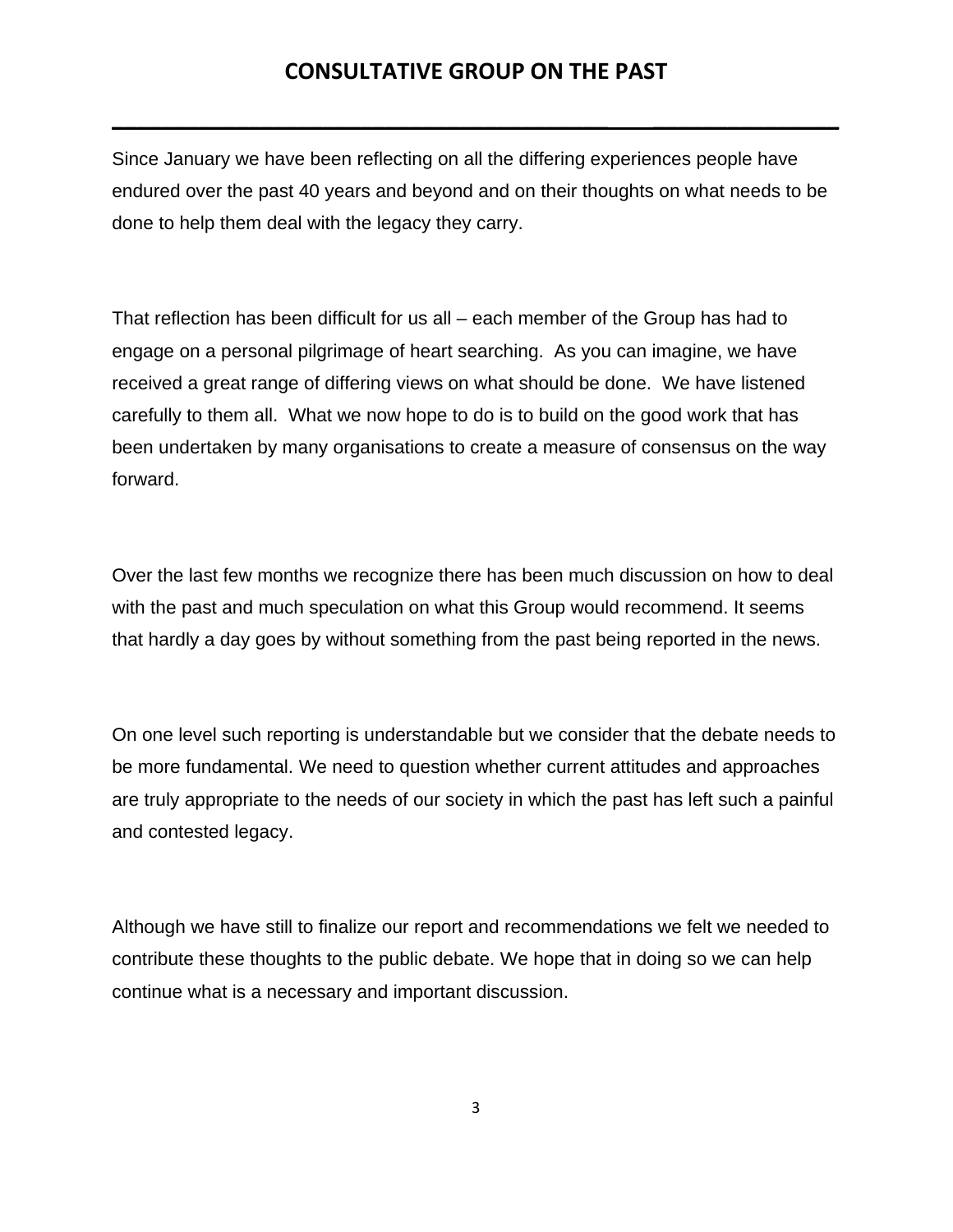Since January we have been reflecting on all the differing experiences people have endured over the past 40 years and beyond and on their thoughts on what needs to be done to help them deal with the legacy they carry.

That reflection has been difficult for us all – each member of the Group has had to engage on a personal pilgrimage of heart searching. As you can imagine, we have received a great range of differing views on what should be done. We have listened carefully to them all. What we now hope to do is to build on the good work that has been undertaken by many organisations to create a measure of consensus on the way forward.

Over the last few months we recognize there has been much discussion on how to deal with the past and much speculation on what this Group would recommend. It seems that hardly a day goes by without something from the past being reported in the news.

On one level such reporting is understandable but we consider that the debate needs to be more fundamental. We need to question whether current attitudes and approaches are truly appropriate to the needs of our society in which the past has left such a painful and contested legacy.

Although we have still to finalize our report and recommendations we felt we needed to contribute these thoughts to the public debate. We hope that in doing so we can help continue what is a necessary and important discussion.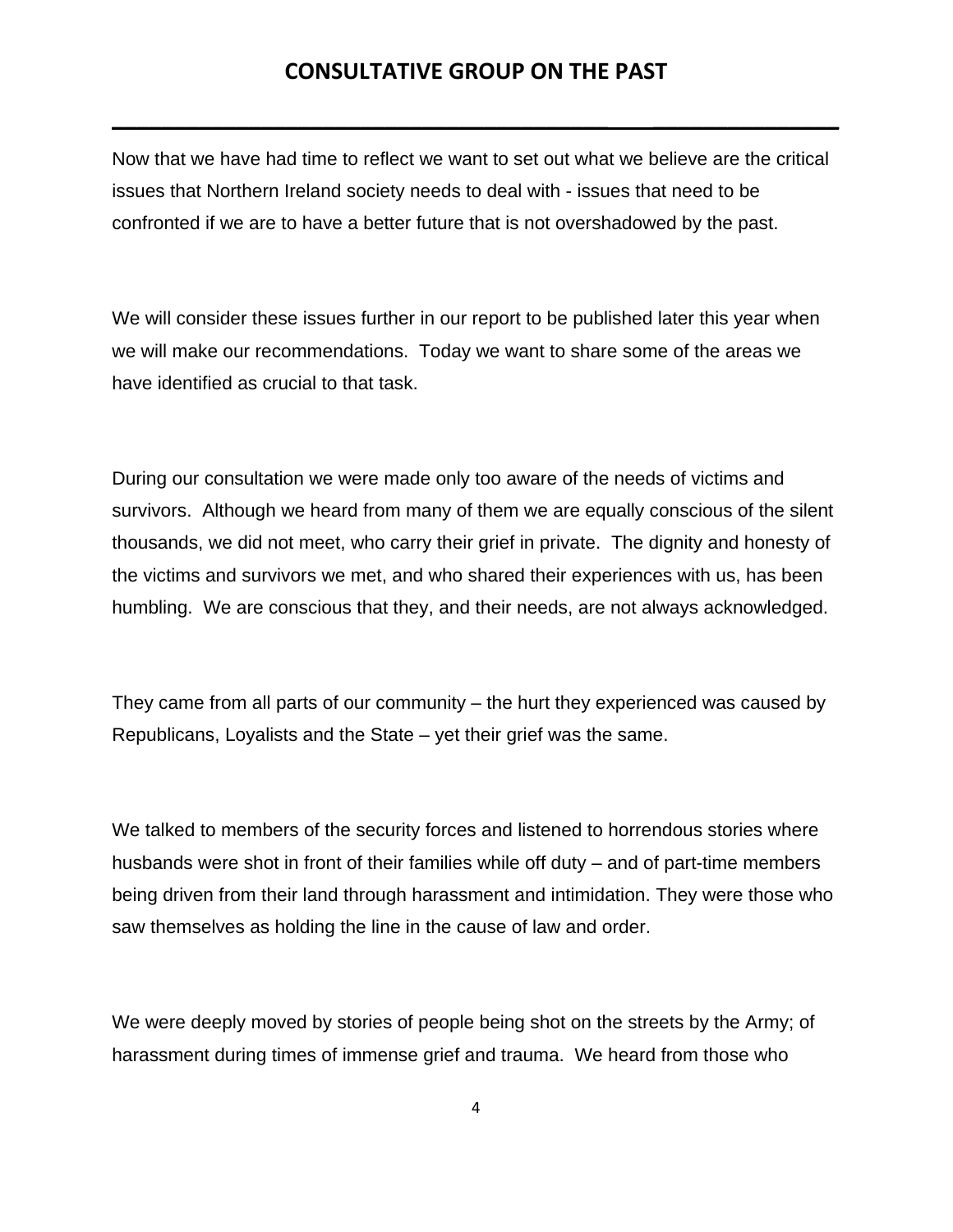Now that we have had time to reflect we want to set out what we believe are the critical issues that Northern Ireland society needs to deal with - issues that need to be confronted if we are to have a better future that is not overshadowed by the past.

We will consider these issues further in our report to be published later this year when we will make our recommendations. Today we want to share some of the areas we have identified as crucial to that task.

During our consultation we were made only too aware of the needs of victims and survivors. Although we heard from many of them we are equally conscious of the silent thousands, we did not meet, who carry their grief in private. The dignity and honesty of the victims and survivors we met, and who shared their experiences with us, has been humbling. We are conscious that they, and their needs, are not always acknowledged.

They came from all parts of our community – the hurt they experienced was caused by Republicans, Loyalists and the State – yet their grief was the same.

We talked to members of the security forces and listened to horrendous stories where husbands were shot in front of their families while off duty – and of part-time members being driven from their land through harassment and intimidation. They were those who saw themselves as holding the line in the cause of law and order.

We were deeply moved by stories of people being shot on the streets by the Army; of harassment during times of immense grief and trauma. We heard from those who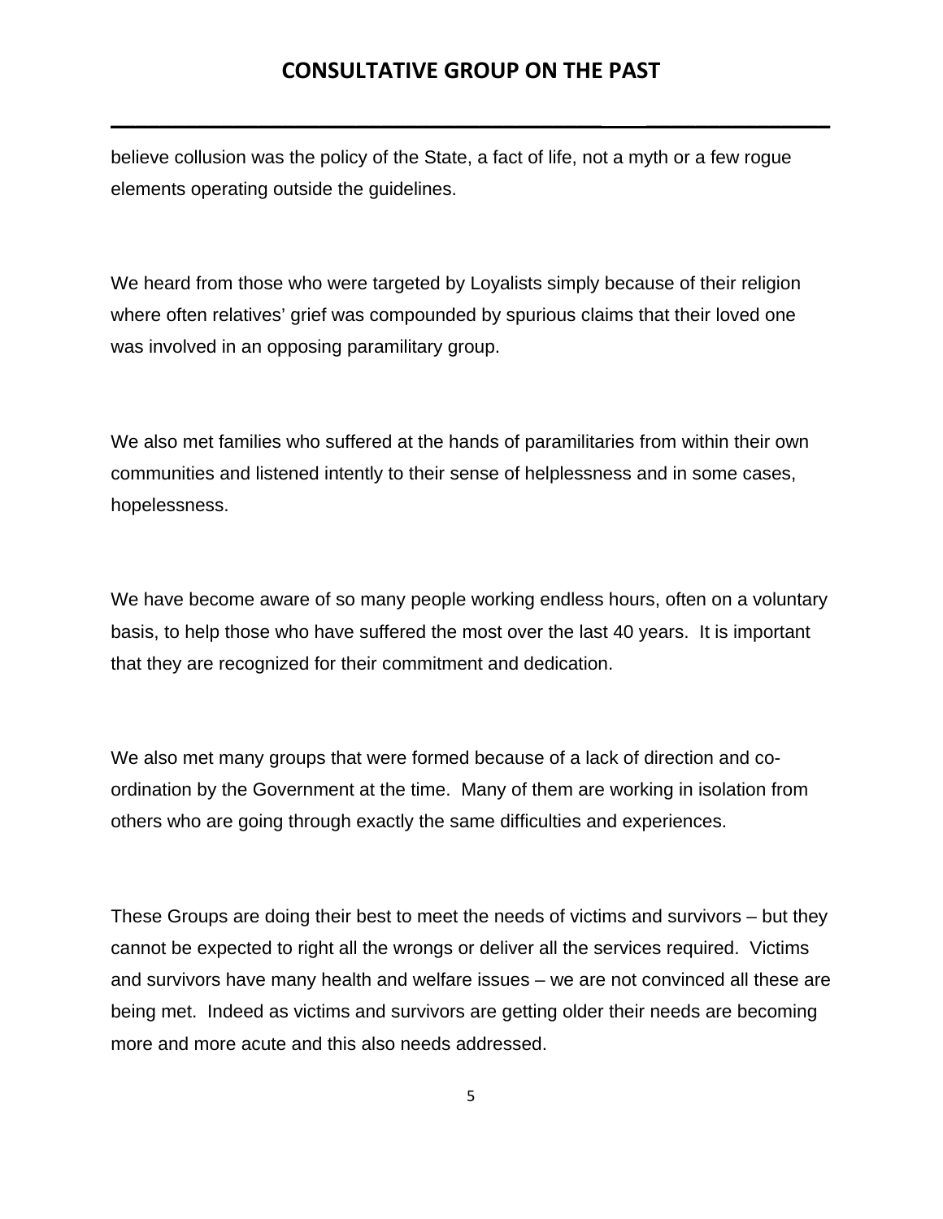believe collusion was the policy of the State, a fact of life, not a myth or a few rogue elements operating outside the guidelines.

We heard from those who were targeted by Loyalists simply because of their religion where often relatives' grief was compounded by spurious claims that their loved one was involved in an opposing paramilitary group.

We also met families who suffered at the hands of paramilitaries from within their own communities and listened intently to their sense of helplessness and in some cases, hopelessness.

We have become aware of so many people working endless hours, often on a voluntary basis, to help those who have suffered the most over the last 40 years. It is important that they are recognized for their commitment and dedication.

We also met many groups that were formed because of a lack of direction and co-ordination by the Government at the time. Many of them are working in isolation from others who are going through exactly the same difficulties and experiences.

These Groups are doing their best to meet the needs of victims and survivors – but they cannot be expected to right all the wrongs or deliver all the services required. Victims and survivors have many health and welfare issues – we are not convinced all these are being met. Indeed as victims and survivors are getting older their needs are becoming more and more acute and this also needs addressed.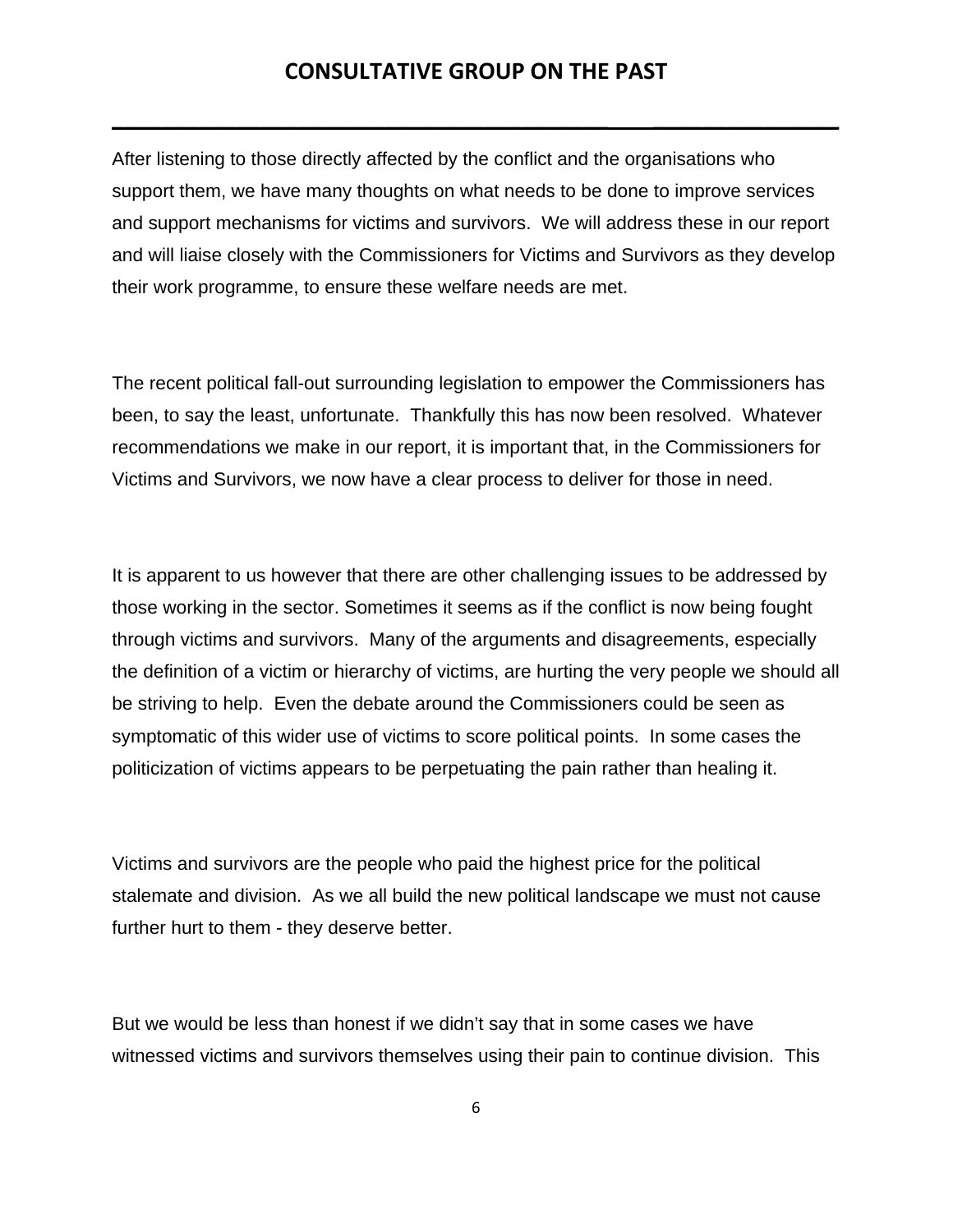After listening to those directly affected by the conflict and the organisations who support them, we have many thoughts on what needs to be done to improve services and support mechanisms for victims and survivors. We will address these in our report and will liaise closely with the Commissioners for Victims and Survivors as they develop their work programme, to ensure these welfare needs are met.

The recent political fall-out surrounding legislation to empower the Commissioners has been, to say the least, unfortunate. Thankfully this has now been resolved. Whatever recommendations we make in our report, it is important that, in the Commissioners for Victims and Survivors, we now have a clear process to deliver for those in need.

It is apparent to us however that there are other challenging issues to be addressed by those working in the sector. Sometimes it seems as if the conflict is now being fought through victims and survivors. Many of the arguments and disagreements, especially the definition of a victim or hierarchy of victims, are hurting the very people we should all be striving to help. Even the debate around the Commissioners could be seen as symptomatic of this wider use of victims to score political points. In some cases the politicization of victims appears to be perpetuating the pain rather than healing it.

Victims and survivors are the people who paid the highest price for the political stalemate and division. As we all build the new political landscape we must not cause further hurt to them - they deserve better.

But we would be less than honest if we didn't say that in some cases we have witnessed victims and survivors themselves using their pain to continue division. This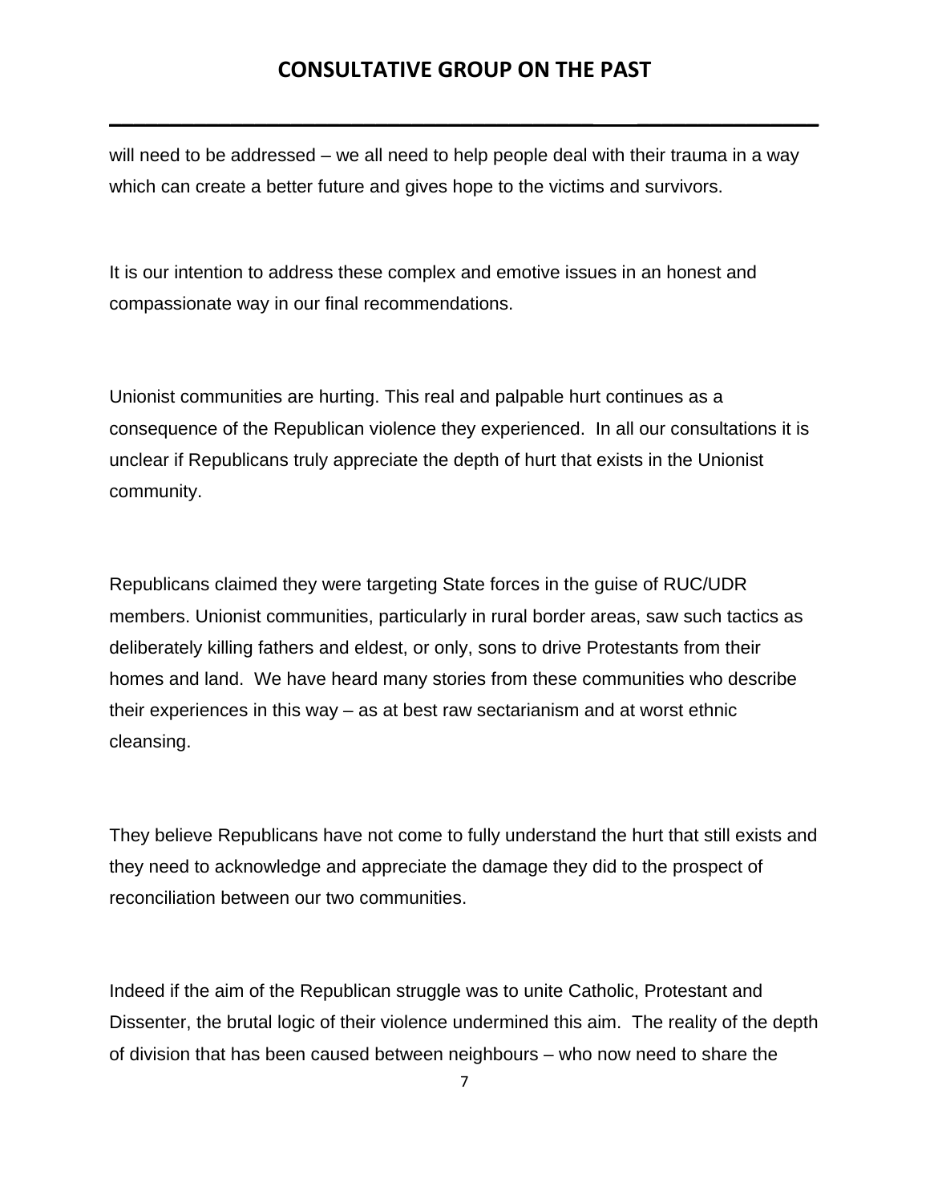will need to be addressed – we all need to help people deal with their trauma in a way which can create a better future and gives hope to the victims and survivors.

It is our intention to address these complex and emotive issues in an honest and compassionate way in our final recommendations.

Unionist communities are hurting. This real and palpable hurt continues as a consequence of the Republican violence they experienced. In all our consultations it is unclear if Republicans truly appreciate the depth of hurt that exists in the Unionist community.

Republicans claimed they were targeting State forces in the guise of RUC/UDR members. Unionist communities, particularly in rural border areas, saw such tactics as deliberately killing fathers and eldest, or only, sons to drive Protestants from their homes and land. We have heard many stories from these communities who describe their experiences in this way – as at best raw sectarianism and at worst ethnic cleansing.

They believe Republicans have not come to fully understand the hurt that still exists and they need to acknowledge and appreciate the damage they did to the prospect of reconciliation between our two communities.

Indeed if the aim of the Republican struggle was to unite Catholic, Protestant and Dissenter, the brutal logic of their violence undermined this aim. The reality of the depth of division that has been caused between neighbours – who now need to share the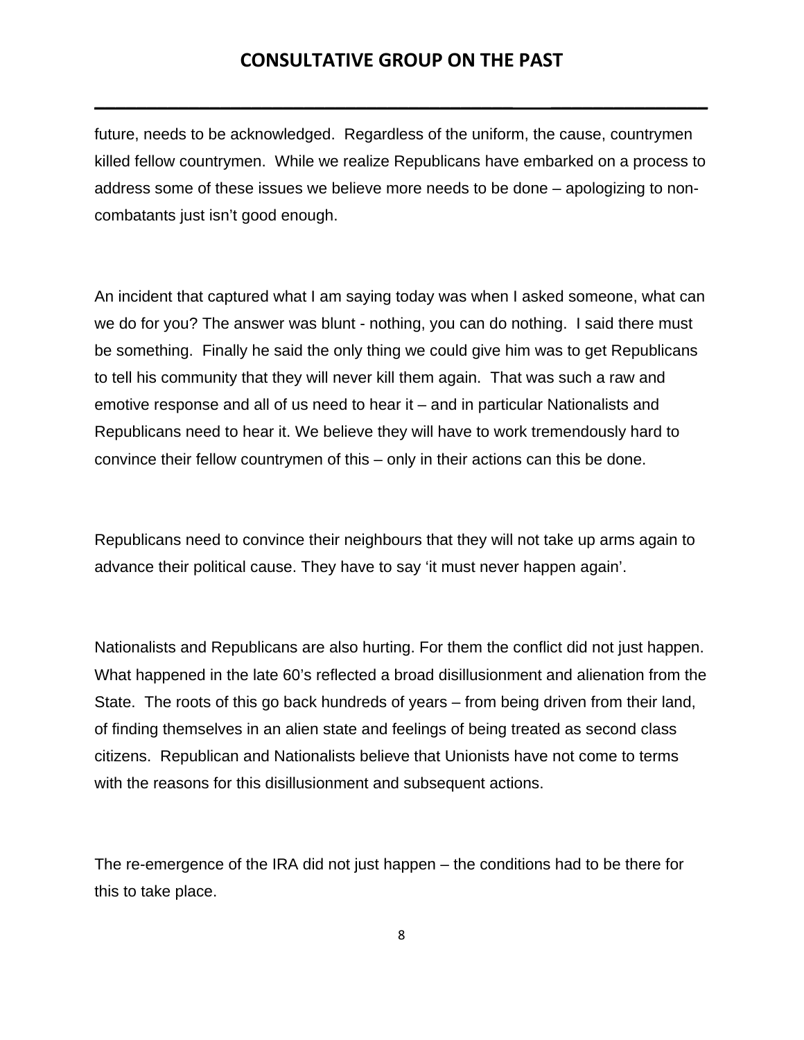future, needs to be acknowledged. Regardless of the uniform, the cause, countrymen killed fellow countrymen. While we realize Republicans have embarked on a process to address some of these issues we believe more needs to be done – apologizing to non-combatants just isn't good enough.

An incident that captured what I am saying today was when I asked someone, what can we do for you? The answer was blunt - nothing, you can do nothing. I said there must be something. Finally he said the only thing we could give him was to get Republicans to tell his community that they will never kill them again. That was such a raw and emotive response and all of us need to hear it – and in particular Nationalists and Republicans need to hear it. We believe they will have to work tremendously hard to convince their fellow countrymen of this – only in their actions can this be done.

Republicans need to convince their neighbours that they will not take up arms again to advance their political cause. They have to say 'it must never happen again'.

Nationalists and Republicans are also hurting. For them the conflict did not just happen. What happened in the late 60's reflected a broad disillusionment and alienation from the State. The roots of this go back hundreds of years – from being driven from their land, of finding themselves in an alien state and feelings of being treated as second class citizens. Republican and Nationalists believe that Unionists have not come to terms with the reasons for this disillusionment and subsequent actions.

The re-emergence of the IRA did not just happen – the conditions had to be there for this to take place.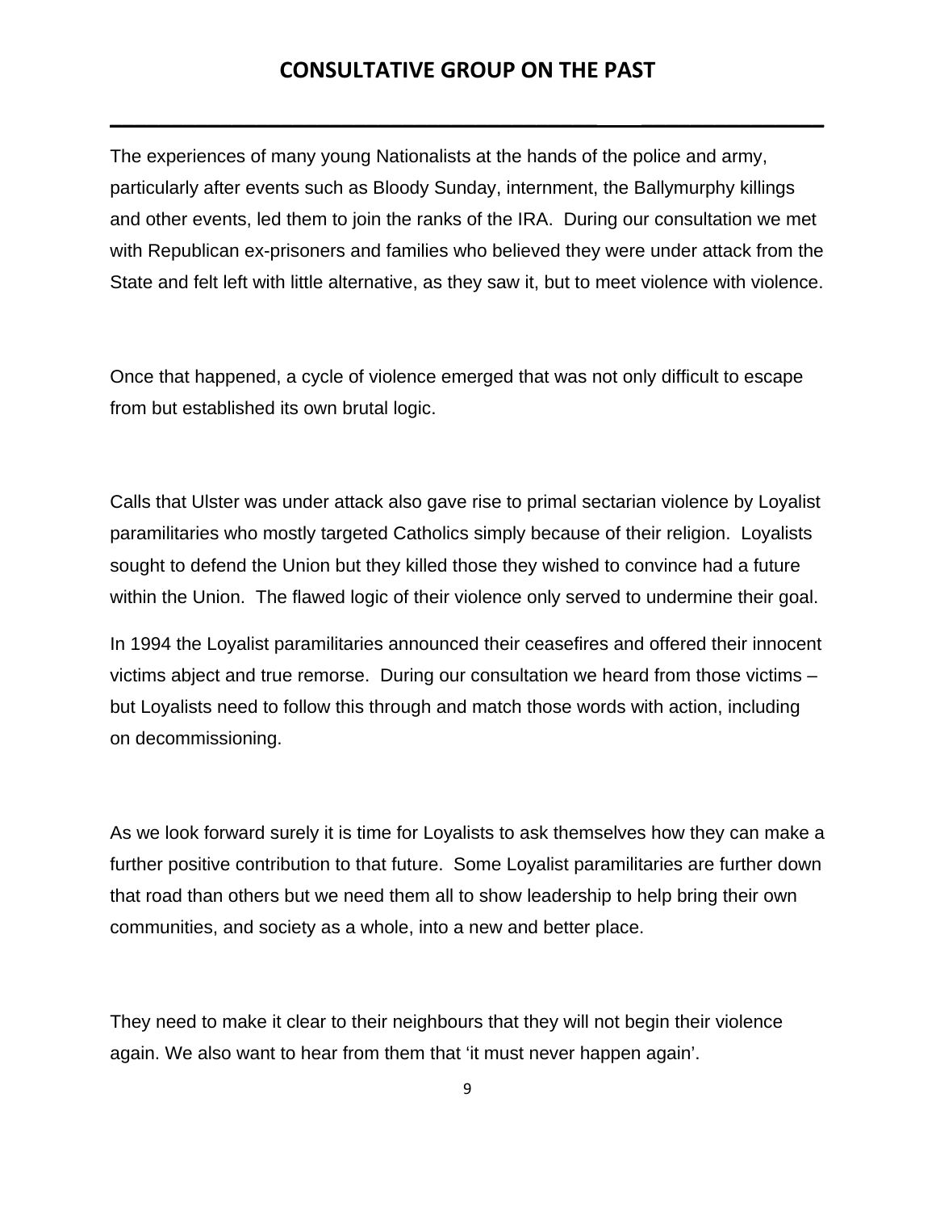The experiences of many young Nationalists at the hands of the police and army, particularly after events such as Bloody Sunday, internment, the Ballymurphy killings and other events, led them to join the ranks of the IRA. During our consultation we met with Republican ex-prisoners and families who believed they were under attack from the State and felt left with little alternative, as they saw it, but to meet violence with violence.

Once that happened, a cycle of violence emerged that was not only difficult to escape from but established its own brutal logic.

Calls that Ulster was under attack also gave rise to primal sectarian violence by Loyalist paramilitaries who mostly targeted Catholics simply because of their religion. Loyalists sought to defend the Union but they killed those they wished to convince had a future within the Union. The flawed logic of their violence only served to undermine their goal.

In 1994 the Loyalist paramilitaries announced their ceasefires and offered their innocent victims abject and true remorse. During our consultation we heard from those victims – but Loyalists need to follow this through and match those words with action, including on decommissioning.

As we look forward surely it is time for Loyalists to ask themselves how they can make a further positive contribution to that future. Some Loyalist paramilitaries are further down that road than others but we need them all to show leadership to help bring their own communities, and society as a whole, into a new and better place.

They need to make it clear to their neighbours that they will not begin their violence again. We also want to hear from them that 'it must never happen again'.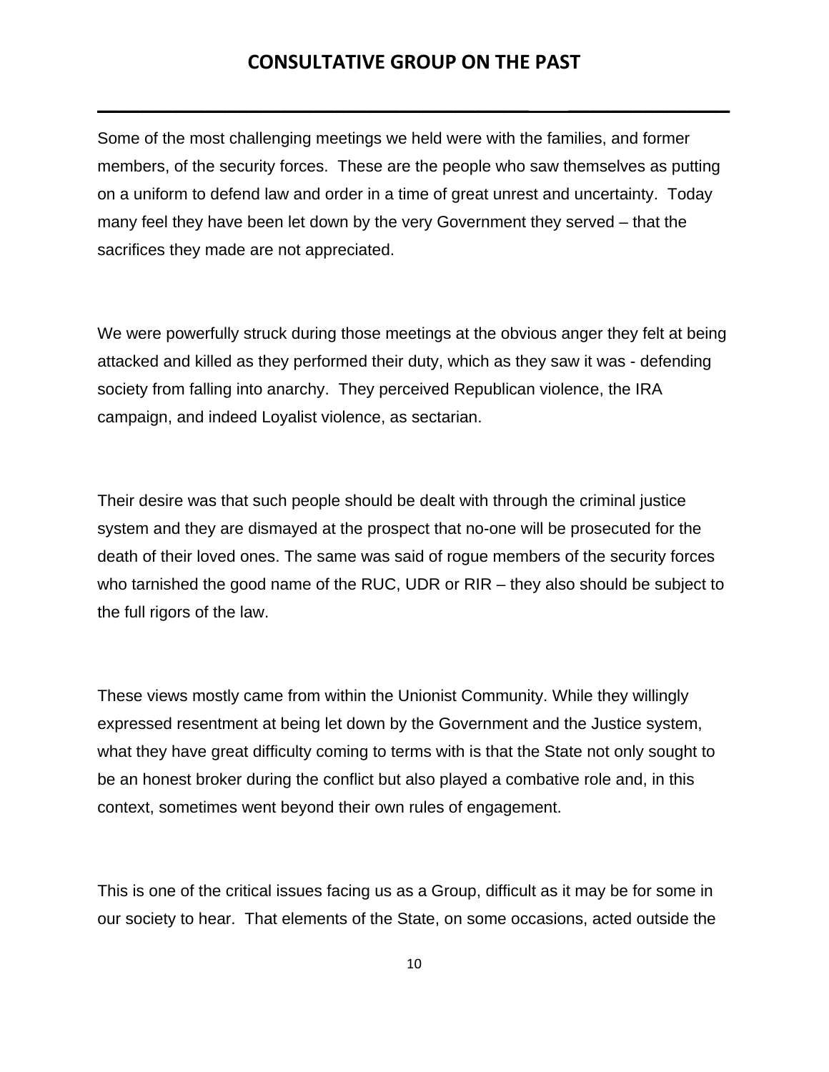Some of the most challenging meetings we held were with the families, and former members, of the security forces. These are the people who saw themselves as putting on a uniform to defend law and order in a time of great unrest and uncertainty. Today many feel they have been let down by the very Government they served – that the sacrifices they made are not appreciated.

We were powerfully struck during those meetings at the obvious anger they felt at being attacked and killed as they performed their duty, which as they saw it was - defending society from falling into anarchy. They perceived Republican violence, the IRA campaign, and indeed Loyalist violence, as sectarian.

Their desire was that such people should be dealt with through the criminal justice system and they are dismayed at the prospect that no-one will be prosecuted for the death of their loved ones. The same was said of rogue members of the security forces who tarnished the good name of the RUC, UDR or RIR – they also should be subject to the full rigors of the law.

These views mostly came from within the Unionist Community. While they willingly expressed resentment at being let down by the Government and the Justice system, what they have great difficulty coming to terms with is that the State not only sought to be an honest broker during the conflict but also played a combative role and, in this context, sometimes went beyond their own rules of engagement.

This is one of the critical issues facing us as a Group, difficult as it may be for some in our society to hear. That elements of the State, on some occasions, acted outside the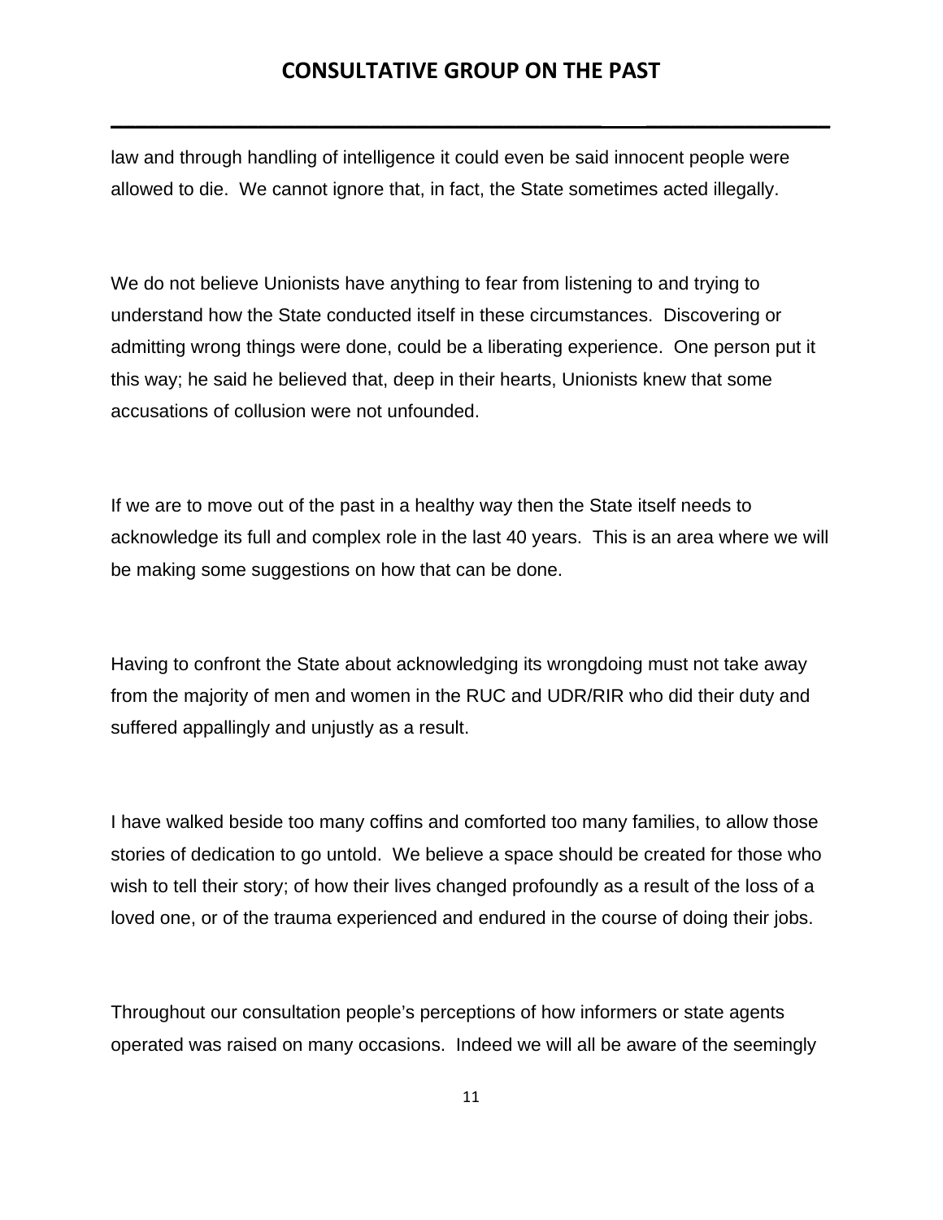law and through handling of intelligence it could even be said innocent people were allowed to die. We cannot ignore that, in fact, the State sometimes acted illegally.

We do not believe Unionists have anything to fear from listening to and trying to understand how the State conducted itself in these circumstances. Discovering or admitting wrong things were done, could be a liberating experience. One person put it this way; he said he believed that, deep in their hearts, Unionists knew that some accusations of collusion were not unfounded.

If we are to move out of the past in a healthy way then the State itself needs to acknowledge its full and complex role in the last 40 years. This is an area where we will be making some suggestions on how that can be done.

Having to confront the State about acknowledging its wrongdoing must not take away from the majority of men and women in the RUC and UDR/RIR who did their duty and suffered appallingly and unjustly as a result.

I have walked beside too many coffins and comforted too many families, to allow those stories of dedication to go untold. We believe a space should be created for those who wish to tell their story; of how their lives changed profoundly as a result of the loss of a loved one, or of the trauma experienced and endured in the course of doing their jobs.

Throughout our consultation people's perceptions of how informers or state agents operated was raised on many occasions. Indeed we will all be aware of the seemingly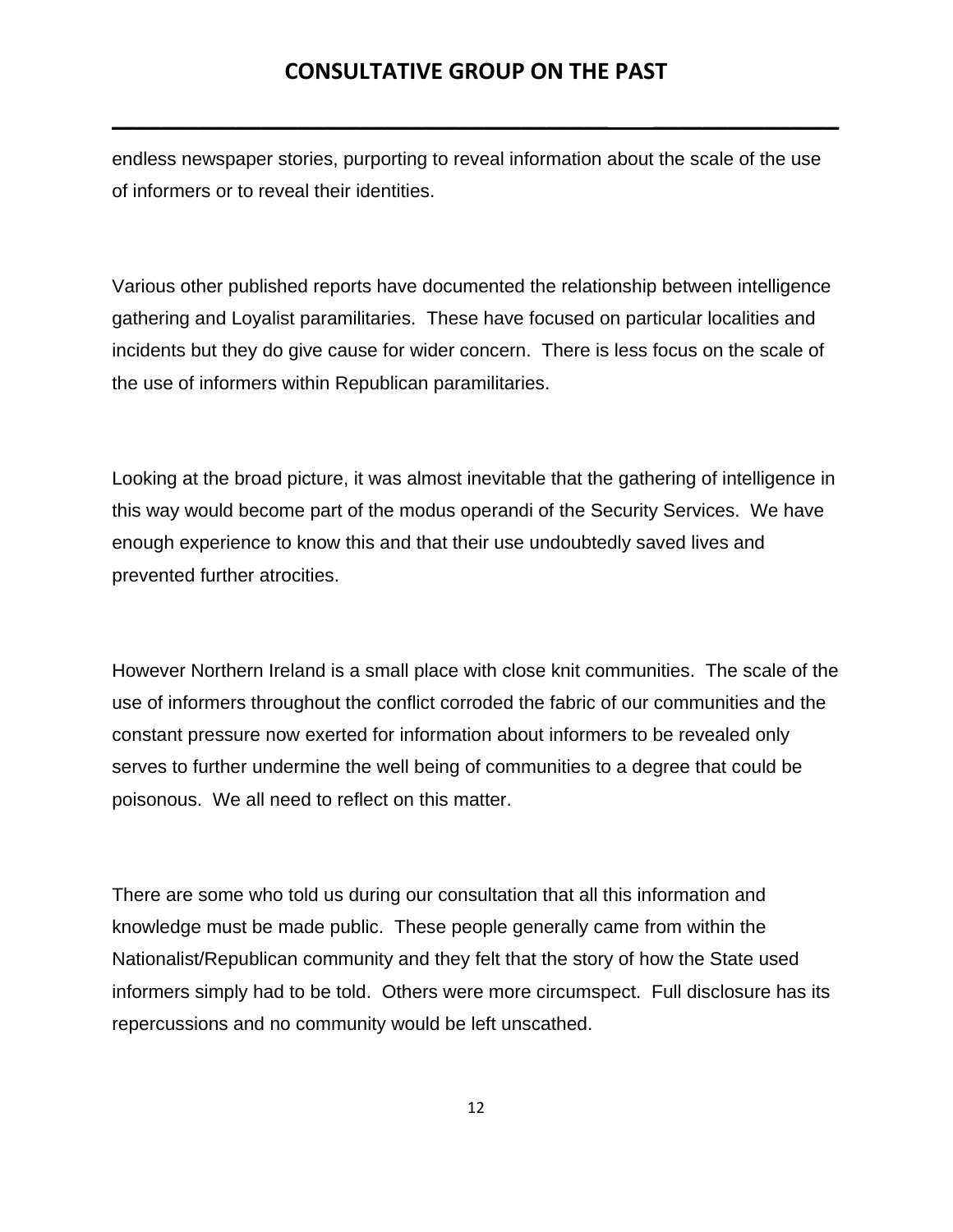endless newspaper stories, purporting to reveal information about the scale of the use of informers or to reveal their identities.

Various other published reports have documented the relationship between intelligence gathering and Loyalist paramilitaries. These have focused on particular localities and incidents but they do give cause for wider concern. There is less focus on the scale of the use of informers within Republican paramilitaries.

Looking at the broad picture, it was almost inevitable that the gathering of intelligence in this way would become part of the modus operandi of the Security Services. We have enough experience to know this and that their use undoubtedly saved lives and prevented further atrocities.

However Northern Ireland is a small place with close knit communities. The scale of the use of informers throughout the conflict corroded the fabric of our communities and the constant pressure now exerted for information about informers to be revealed only serves to further undermine the well being of communities to a degree that could be poisonous. We all need to reflect on this matter.

There are some who told us during our consultation that all this information and knowledge must be made public. These people generally came from within the Nationalist/Republican community and they felt that the story of how the State used informers simply had to be told. Others were more circumspect. Full disclosure has its repercussions and no community would be left unscathed.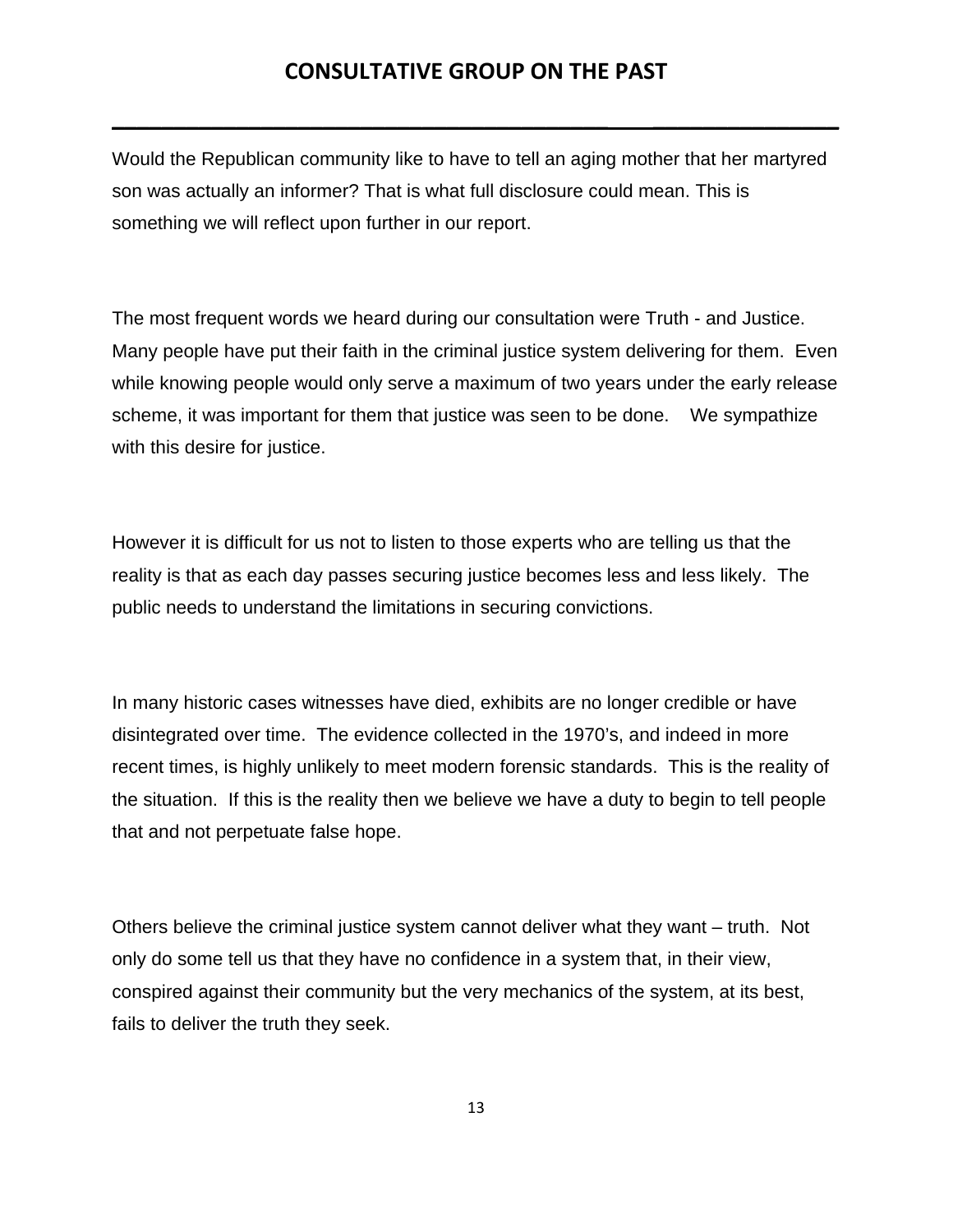Would the Republican community like to have to tell an aging mother that her martyred son was actually an informer? That is what full disclosure could mean. This is something we will reflect upon further in our report.

The most frequent words we heard during our consultation were Truth - and Justice. Many people have put their faith in the criminal justice system delivering for them. Even while knowing people would only serve a maximum of two years under the early release scheme, it was important for them that justice was seen to be done. We sympathize with this desire for justice.

However it is difficult for us not to listen to those experts who are telling us that the reality is that as each day passes securing justice becomes less and less likely. The public needs to understand the limitations in securing convictions.

In many historic cases witnesses have died, exhibits are no longer credible or have disintegrated over time. The evidence collected in the 1970's, and indeed in more recent times, is highly unlikely to meet modern forensic standards. This is the reality of the situation. If this is the reality then we believe we have a duty to begin to tell people that and not perpetuate false hope.

Others believe the criminal justice system cannot deliver what they want – truth. Not only do some tell us that they have no confidence in a system that, in their view, conspired against their community but the very mechanics of the system, at its best, fails to deliver the truth they seek.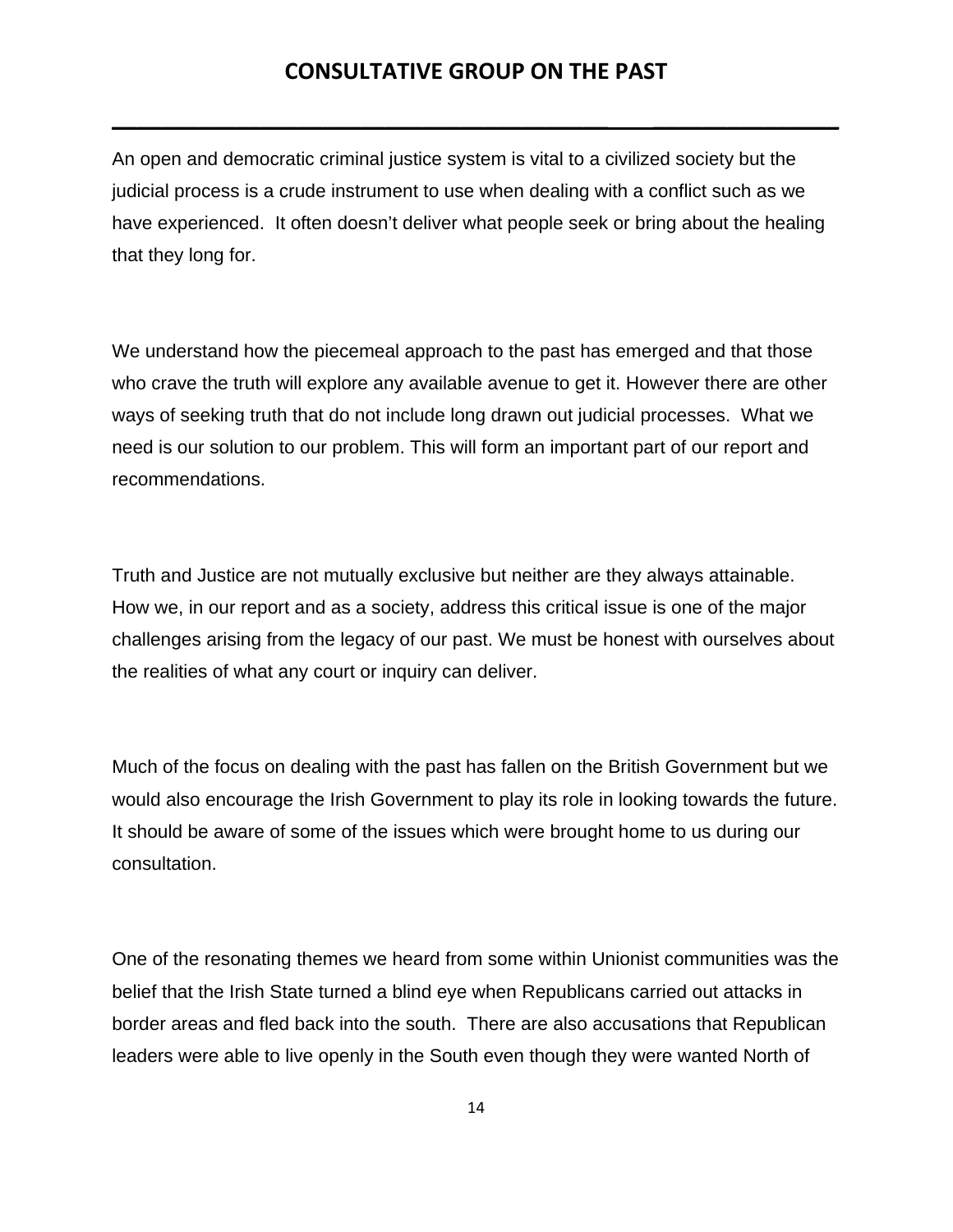An open and democratic criminal justice system is vital to a civilized society but the judicial process is a crude instrument to use when dealing with a conflict such as we have experienced. It often doesn't deliver what people seek or bring about the healing that they long for.

We understand how the piecemeal approach to the past has emerged and that those who crave the truth will explore any available avenue to get it. However there are other ways of seeking truth that do not include long drawn out judicial processes. What we need is our solution to our problem. This will form an important part of our report and recommendations.

Truth and Justice are not mutually exclusive but neither are they always attainable. How we, in our report and as a society, address this critical issue is one of the major challenges arising from the legacy of our past. We must be honest with ourselves about the realities of what any court or inquiry can deliver.

Much of the focus on dealing with the past has fallen on the British Government but we would also encourage the Irish Government to play its role in looking towards the future. It should be aware of some of the issues which were brought home to us during our consultation.

One of the resonating themes we heard from some within Unionist communities was the belief that the Irish State turned a blind eye when Republicans carried out attacks in border areas and fled back into the south. There are also accusations that Republican leaders were able to live openly in the South even though they were wanted North of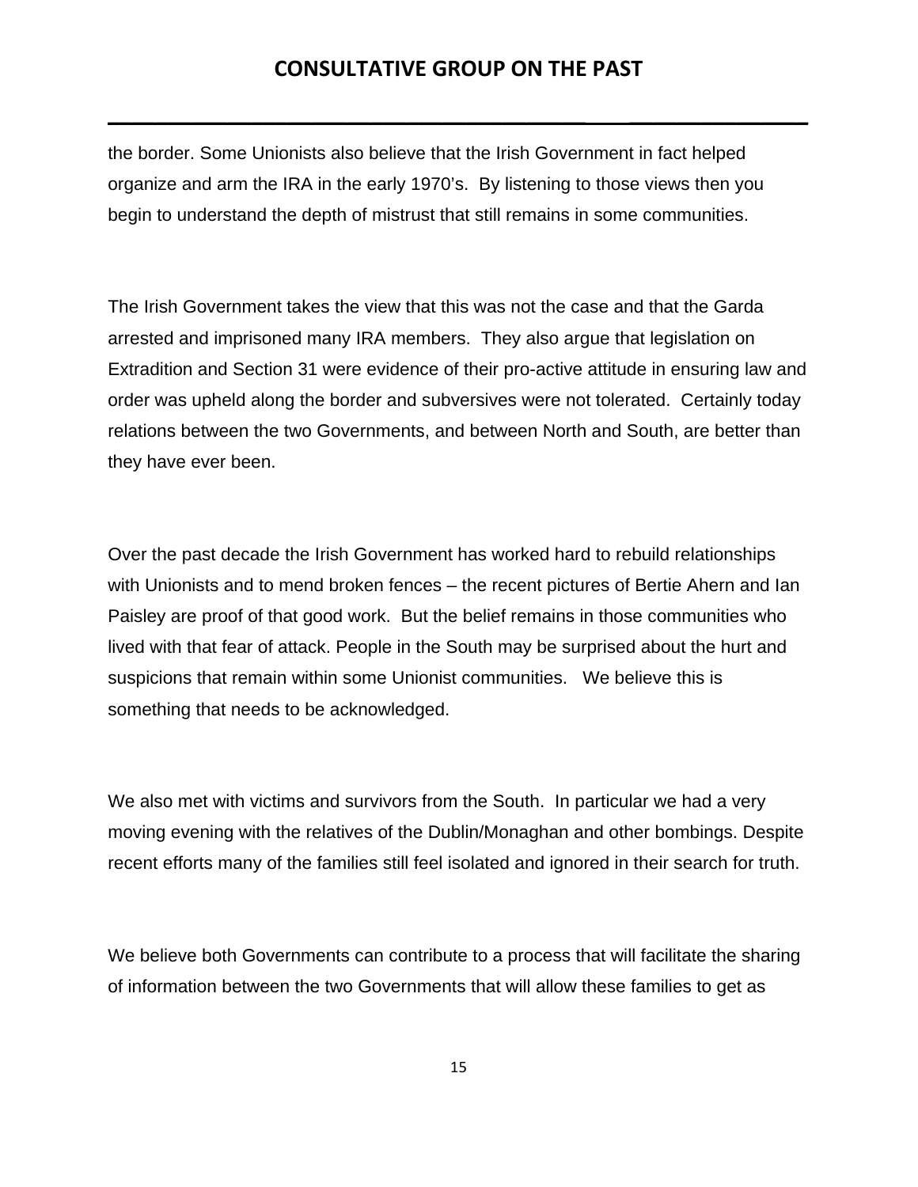the border. Some Unionists also believe that the Irish Government in fact helped organize and arm the IRA in the early 1970's. By listening to those views then you begin to understand the depth of mistrust that still remains in some communities.

The Irish Government takes the view that this was not the case and that the Garda arrested and imprisoned many IRA members. They also argue that legislation on Extradition and Section 31 were evidence of their pro-active attitude in ensuring law and order was upheld along the border and subversives were not tolerated. Certainly today relations between the two Governments, and between North and South, are better than they have ever been.

Over the past decade the Irish Government has worked hard to rebuild relationships with Unionists and to mend broken fences – the recent pictures of Bertie Ahern and Ian Paisley are proof of that good work. But the belief remains in those communities who lived with that fear of attack. People in the South may be surprised about the hurt and suspicions that remain within some Unionist communities. We believe this is something that needs to be acknowledged.

We also met with victims and survivors from the South. In particular we had a very moving evening with the relatives of the Dublin/Monaghan and other bombings. Despite recent efforts many of the families still feel isolated and ignored in their search for truth.

We believe both Governments can contribute to a process that will facilitate the sharing of information between the two Governments that will allow these families to get as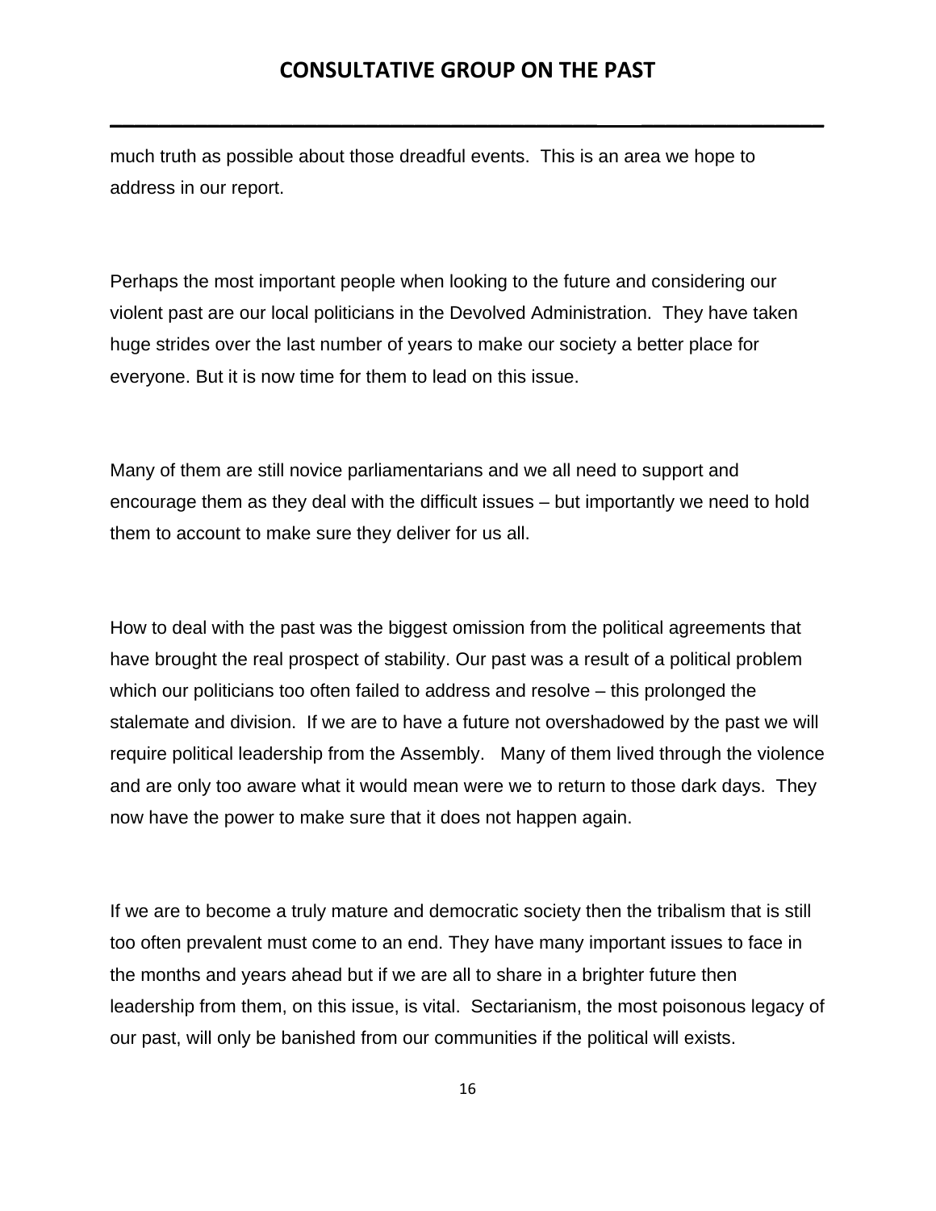much truth as possible about those dreadful events.  This is an area we hope to address in our report.

Perhaps the most important people when looking to the future and considering our violent past are our local politicians in the Devolved Administration.  They have taken huge strides over the last number of years to make our society a better place for everyone. But it is now time for them to lead on this issue.

Many of them are still novice parliamentarians and we all need to support and encourage them as they deal with the difficult issues – but importantly we need to hold them to account to make sure they deliver for us all.

How to deal with the past was the biggest omission from the political agreements that have brought the real prospect of stability. Our past was a result of a political problem which our politicians too often failed to address and resolve – this prolonged the stalemate and division.  If we are to have a future not overshadowed by the past we will require political leadership from the Assembly.   Many of them lived through the violence and are only too aware what it would mean were we to return to those dark days.  They now have the power to make sure that it does not happen again.

If we are to become a truly mature and democratic society then the tribalism that is still too often prevalent must come to an end. They have many important issues to face in the months and years ahead but if we are all to share in a brighter future then leadership from them, on this issue, is vital.  Sectarianism, the most poisonous legacy of our past, will only be banished from our communities if the political will exists.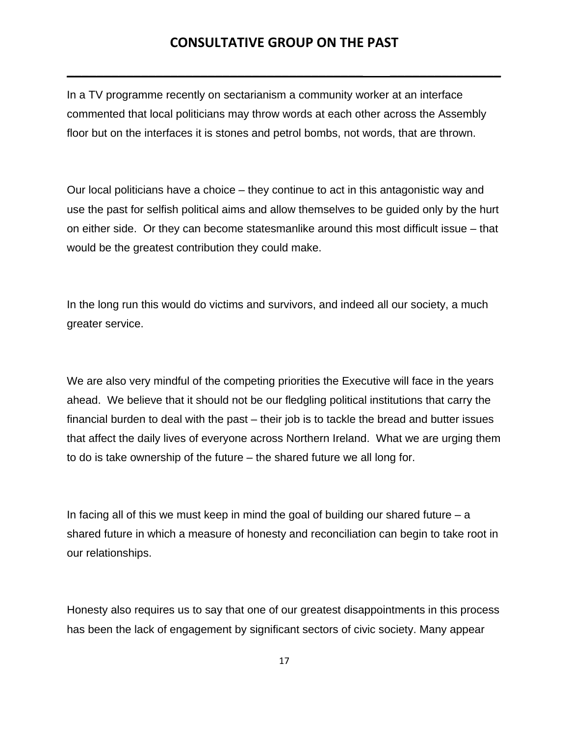In a TV programme recently on sectarianism a community worker at an interface commented that local politicians may throw words at each other across the Assembly floor but on the interfaces it is stones and petrol bombs, not words, that are thrown.

Our local politicians have a choice – they continue to act in this antagonistic way and use the past for selfish political aims and allow themselves to be guided only by the hurt on either side. Or they can become statesmanlike around this most difficult issue – that would be the greatest contribution they could make.

In the long run this would do victims and survivors, and indeed all our society, a much greater service.

We are also very mindful of the competing priorities the Executive will face in the years ahead. We believe that it should not be our fledgling political institutions that carry the financial burden to deal with the past – their job is to tackle the bread and butter issues that affect the daily lives of everyone across Northern Ireland. What we are urging them to do is take ownership of the future – the shared future we all long for.

In facing all of this we must keep in mind the goal of building our shared future – a shared future in which a measure of honesty and reconciliation can begin to take root in our relationships.

Honesty also requires us to say that one of our greatest disappointments in this process has been the lack of engagement by significant sectors of civic society. Many appear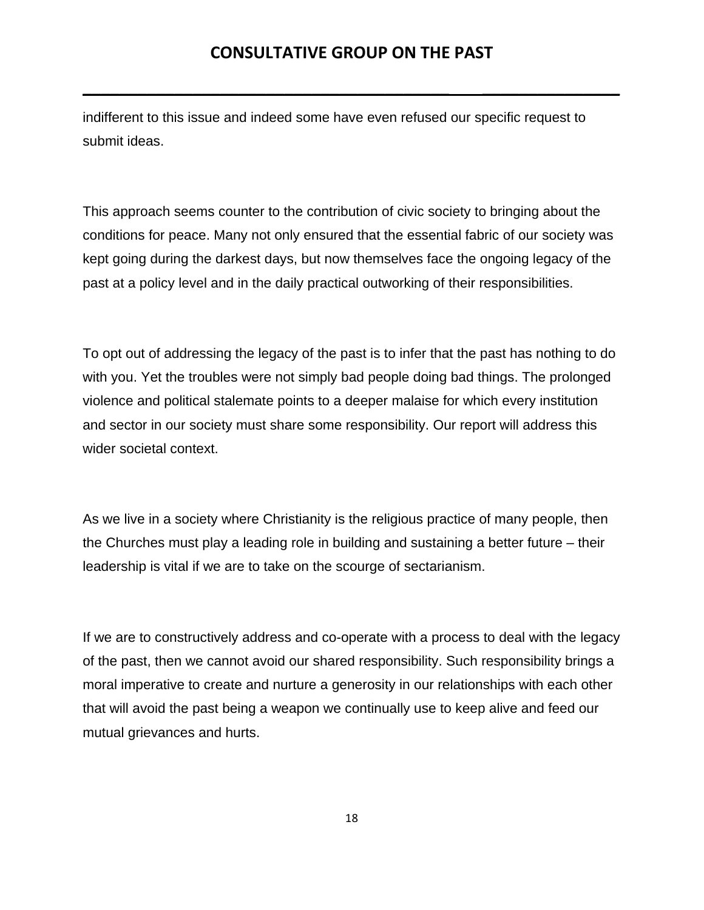indifferent to this issue and indeed some have even refused our specific request to submit ideas.

This approach seems counter to the contribution of civic society to bringing about the conditions for peace. Many not only ensured that the essential fabric of our society was kept going during the darkest days, but now themselves face the ongoing legacy of the past at a policy level and in the daily practical outworking of their responsibilities.

To opt out of addressing the legacy of the past is to infer that the past has nothing to do with you. Yet the troubles were not simply bad people doing bad things. The prolonged violence and political stalemate points to a deeper malaise for which every institution and sector in our society must share some responsibility. Our report will address this wider societal context.

As we live in a society where Christianity is the religious practice of many people, then the Churches must play a leading role in building and sustaining a better future – their leadership is vital if we are to take on the scourge of sectarianism.

If we are to constructively address and co-operate with a process to deal with the legacy of the past, then we cannot avoid our shared responsibility. Such responsibility brings a moral imperative to create and nurture a generosity in our relationships with each other that will avoid the past being a weapon we continually use to keep alive and feed our mutual grievances and hurts.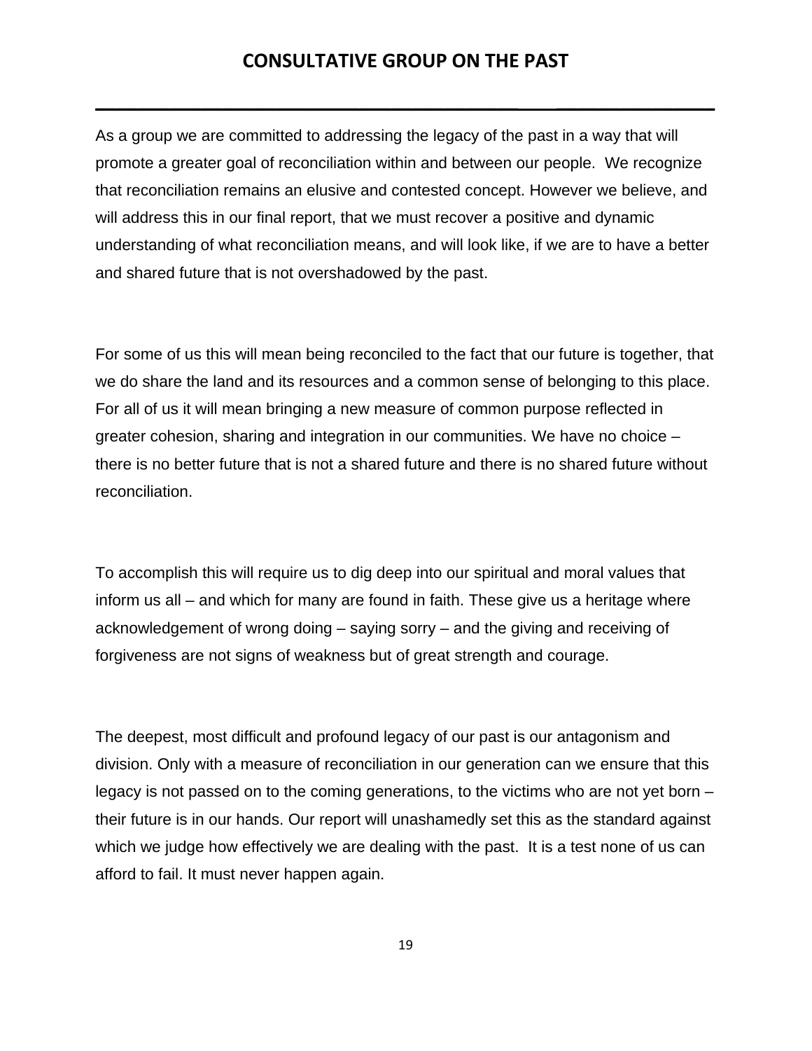As a group we are committed to addressing the legacy of the past in a way that will promote a greater goal of reconciliation within and between our people. We recognize that reconciliation remains an elusive and contested concept. However we believe, and will address this in our final report, that we must recover a positive and dynamic understanding of what reconciliation means, and will look like, if we are to have a better and shared future that is not overshadowed by the past.

For some of us this will mean being reconciled to the fact that our future is together, that we do share the land and its resources and a common sense of belonging to this place. For all of us it will mean bringing a new measure of common purpose reflected in greater cohesion, sharing and integration in our communities. We have no choice – there is no better future that is not a shared future and there is no shared future without reconciliation.

To accomplish this will require us to dig deep into our spiritual and moral values that inform us all – and which for many are found in faith. These give us a heritage where acknowledgement of wrong doing – saying sorry – and the giving and receiving of forgiveness are not signs of weakness but of great strength and courage.

The deepest, most difficult and profound legacy of our past is our antagonism and division. Only with a measure of reconciliation in our generation can we ensure that this legacy is not passed on to the coming generations, to the victims who are not yet born – their future is in our hands. Our report will unashamedly set this as the standard against which we judge how effectively we are dealing with the past. It is a test none of us can afford to fail. It must never happen again.